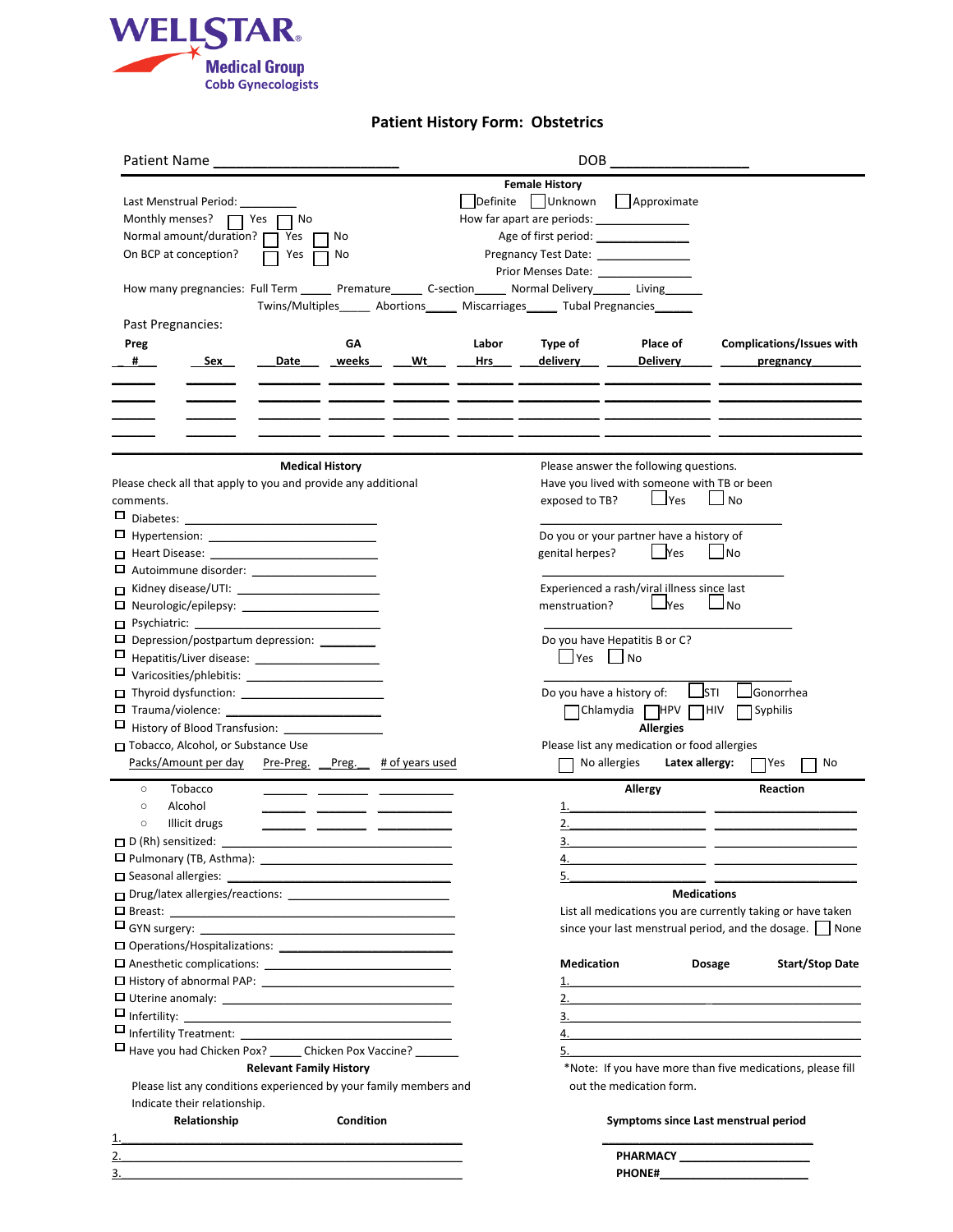**WELLSTAR**
Medical Group
Cobb Gynecologists

# Patient History Form: Obstetrics

Patient Name ______________________ DOB ____________

## Female History

Last Menstrual Period: ________ ☐ Definite ☐ Unknown ☐ Approximate

Monthly menses? ☐ Yes ☐ No

How far apart are periods: ____________

Normal amount/duration? ☐ Yes ☐ No

Age of first period: ____________

On BCP at conception? ☐ Yes ☐ No

Pregnancy Test Date: ____________

Prior Menses Date: ____________

How many pregnancies: Full Term _____ Premature_____ C-section_____ Normal Delivery______ Living______

Twins/Multiples_____ Abortions_____ Miscarriages_____ Tubal Pregnancies______

Past Pregnancies:

| Preg # | Sex | Date | GA weeks | Wt | Labor Hrs | Type of delivery | Place of Delivery | Complications/Issues with pregnancy |
|---|---|---|---|---|---|---|---|---|
| | | | | | | | | |
| | | | | | | | | |
| | | | | | | | | |
| | | | | | | | | |

## Medical History

Please check all that apply to you and provide any additional comments.

- ☐ Diabetes: ____________
- ☐ Hypertension: ____________
- ☐ Heart Disease: ____________
- ☐ Autoimmune disorder: ____________
- ☐ Kidney disease/UTI: ____________
- ☐ Neurologic/epilepsy: ____________
- ☐ Psychiatric: ____________
- ☐ Depression/postpartum depression: ________
- ☐ Hepatitis/Liver disease: ____________
- ☐ Varicosities/phlebitis: ____________
- ☐ Thyroid dysfunction: ____________
- ☐ Trauma/violence: ____________
- ☐ History of Blood Transfusion: ____________
- ☐ Tobacco, Alcohol, or Substance Use

| | Packs/Amount per day Pre-Preg. | Preg. | # of years used |
|---|---|---|---|
| Tobacco | ______ | ______ | ________ |
| Alcohol | ______ | ______ | ________ |
| Illicit drugs | ______ | ______ | ________ |

- ☐ D (Rh) sensitized: ____________
- ☐ Pulmonary (TB, Asthma): ____________
- ☐ Seasonal allergies: ____________
- ☐ Drug/latex allergies/reactions: ____________
- ☐ Breast: ____________
- ☐ GYN surgery: ____________
- ☐ Operations/Hospitalizations: ____________
- ☐ Anesthetic complications: ____________
- ☐ History of abnormal PAP: ____________
- ☐ Uterine anomaly: ____________
- ☐ Infertility: ____________
- ☐ Infertility Treatment: ____________
- ☐ Have you had Chicken Pox? _____ Chicken Pox Vaccine? _______

Please answer the following questions.

Have you lived with someone with TB or been exposed to TB? ☐ Yes ☐ No

____________

Do you or your partner have a history of genital herpes? ☐ Yes ☐ No

____________

Experienced a rash/viral illness since last menstruation? ☐ Yes ☐ No

____________

Do you have Hepatitis B or C? ☐ Yes ☐ No

____________

Do you have a history of: ☐ STI ☐ Gonorrhea ☐ Chlamydia ☐ HPV ☐ HIV ☐ Syphilis

## Allergies

Please list any medication or food allergies

☐ No allergies **Latex allergy:** ☐ Yes ☐ No

| | Allergy | Reaction |
|---|---|---|
| 1. | | |
| 2. | | |
| 3. | | |
| 4. | | |
| 5. | | |

## Medications

List all medications you are currently taking or have taken since your last menstrual period, and the dosage. ☐ None

| | Medication | Dosage | Start/Stop Date |
|---|---|---|---|
| 1. | | | |
| 2. | | | |
| 3. | | | |
| 4. | | | |
| 5. | | | |

*Note: If you have more than five medications, please fill out the medication form.

## Relevant Family History

Please list any conditions experienced by your family members and Indicate their relationship.

| | Relationship | Condition |
|---|---|---|
| 1. | | |
| 2. | | |
| 3. | | |

**Symptoms since Last menstrual period**

____________

**PHARMACY** ____________

**PHONE#** ____________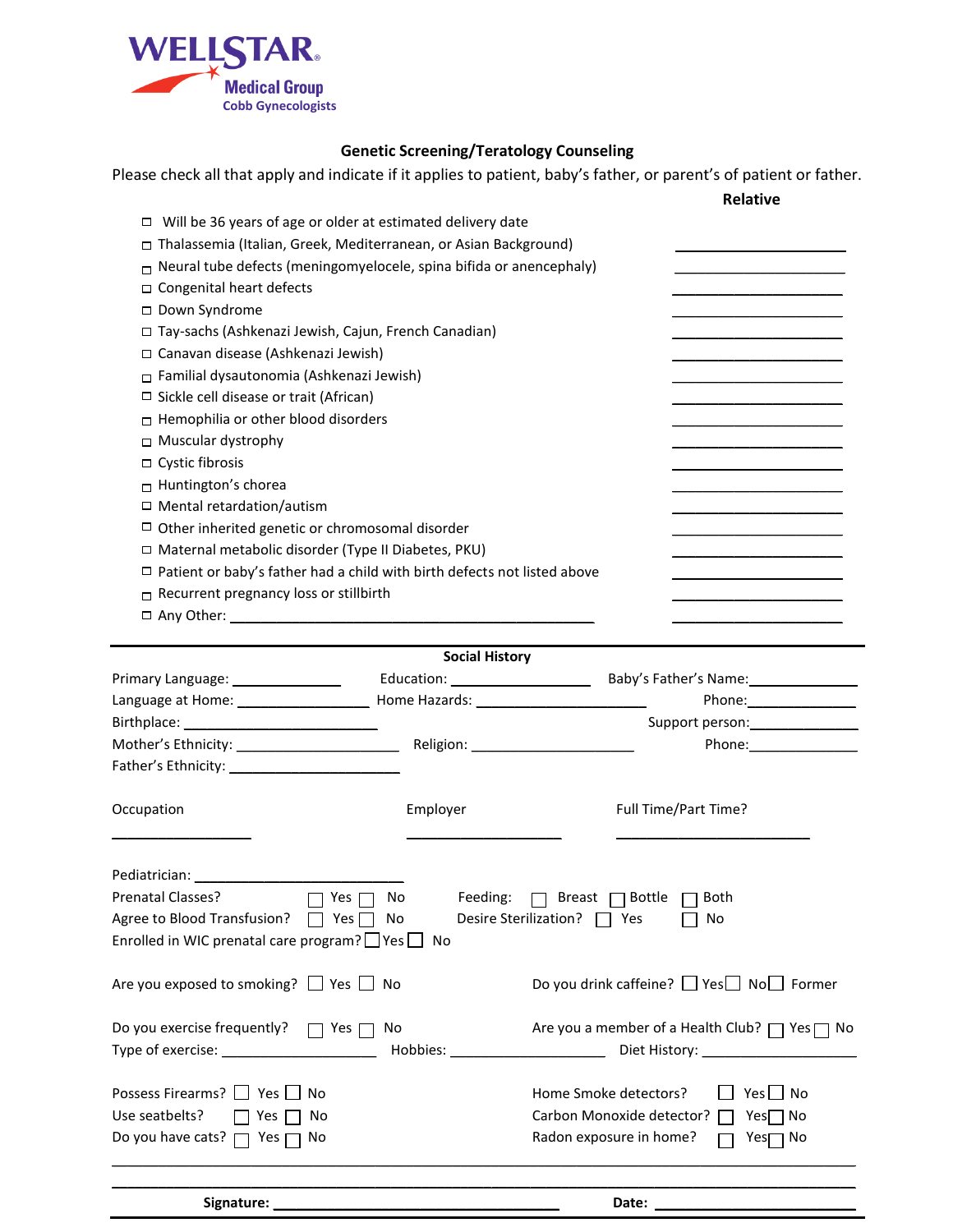**WELLSTAR**
**Medical Group**
**Cobb Gynecologists**

## Genetic Screening/Teratology Counseling

Please check all that apply and indicate if it applies to patient, baby's father, or parent's of patient or father.

| | **Relative** |
|---|---|
| ☐ Will be 36 years of age or older at estimated delivery date | |
| ☐ Thalassemia (Italian, Greek, Mediterranean, or Asian Background) | \_\_\_\_\_\_\_\_\_\_\_\_\_\_\_\_\_\_\_\_ |
| ☐ Neural tube defects (meningomyelocele, spina bifida or anencephaly) | \_\_\_\_\_\_\_\_\_\_\_\_\_\_\_\_\_\_\_\_ |
| ☐ Congenital heart defects | \_\_\_\_\_\_\_\_\_\_\_\_\_\_\_\_\_\_\_\_ |
| ☐ Down Syndrome | \_\_\_\_\_\_\_\_\_\_\_\_\_\_\_\_\_\_\_\_ |
| ☐ Tay-sachs (Ashkenazi Jewish, Cajun, French Canadian) | \_\_\_\_\_\_\_\_\_\_\_\_\_\_\_\_\_\_\_\_ |
| ☐ Canavan disease (Ashkenazi Jewish) | \_\_\_\_\_\_\_\_\_\_\_\_\_\_\_\_\_\_\_\_ |
| ☐ Familial dysautonomia (Ashkenazi Jewish) | \_\_\_\_\_\_\_\_\_\_\_\_\_\_\_\_\_\_\_\_ |
| ☐ Sickle cell disease or trait (African) | \_\_\_\_\_\_\_\_\_\_\_\_\_\_\_\_\_\_\_\_ |
| ☐ Hemophilia or other blood disorders | \_\_\_\_\_\_\_\_\_\_\_\_\_\_\_\_\_\_\_\_ |
| ☐ Muscular dystrophy | \_\_\_\_\_\_\_\_\_\_\_\_\_\_\_\_\_\_\_\_ |
| ☐ Cystic fibrosis | \_\_\_\_\_\_\_\_\_\_\_\_\_\_\_\_\_\_\_\_ |
| ☐ Huntington's chorea | \_\_\_\_\_\_\_\_\_\_\_\_\_\_\_\_\_\_\_\_ |
| ☐ Mental retardation/autism | \_\_\_\_\_\_\_\_\_\_\_\_\_\_\_\_\_\_\_\_ |
| ☐ Other inherited genetic or chromosomal disorder | \_\_\_\_\_\_\_\_\_\_\_\_\_\_\_\_\_\_\_\_ |
| ☐ Maternal metabolic disorder (Type II Diabetes, PKU) | \_\_\_\_\_\_\_\_\_\_\_\_\_\_\_\_\_\_\_\_ |
| ☐ Patient or baby's father had a child with birth defects not listed above | \_\_\_\_\_\_\_\_\_\_\_\_\_\_\_\_\_\_\_\_ |
| ☐ Recurrent pregnancy loss or stillbirth | \_\_\_\_\_\_\_\_\_\_\_\_\_\_\_\_\_\_\_\_ |
| ☐ Any Other: \_\_\_\_\_\_\_\_\_\_\_\_\_\_\_\_\_\_\_\_\_\_\_\_\_\_\_\_\_\_\_\_\_\_\_\_\_\_\_\_\_\_\_\_ | \_\_\_\_\_\_\_\_\_\_\_\_\_\_\_\_\_\_\_\_ |

---

### Social History

Primary Language: \_\_\_\_\_\_\_\_\_\_\_\_\_\_ Education: \_\_\_\_\_\_\_\_\_\_\_\_\_\_\_\_\_ Baby's Father's Name: \_\_\_\_\_\_\_\_\_\_\_\_\_\_

Language at Home: \_\_\_\_\_\_\_\_\_\_\_\_\_\_\_\_ Home Hazards: \_\_\_\_\_\_\_\_\_\_\_\_\_\_\_\_\_\_\_\_\_ Phone: \_\_\_\_\_\_\_\_\_\_\_\_\_\_

Birthplace: \_\_\_\_\_\_\_\_\_\_\_\_\_\_\_\_\_\_\_\_\_\_\_\_\_ Support person: \_\_\_\_\_\_\_\_\_\_\_\_\_\_

Mother's Ethnicity: \_\_\_\_\_\_\_\_\_\_\_\_\_\_\_\_\_\_\_\_ Religion: \_\_\_\_\_\_\_\_\_\_\_\_\_\_\_\_\_\_\_\_ Phone: \_\_\_\_\_\_\_\_\_\_\_\_\_\_

Father's Ethnicity: \_\_\_\_\_\_\_\_\_\_\_\_\_\_\_\_\_\_\_\_\_

| Occupation | Employer | Full Time/Part Time? |
|---|---|---|
| \_\_\_\_\_\_\_\_\_\_\_\_\_\_\_\_\_ | \_\_\_\_\_\_\_\_\_\_\_\_\_\_\_\_\_\_\_ | \_\_\_\_\_\_\_\_\_\_\_\_\_\_\_\_\_\_\_\_\_\_\_\_ |

Pediatrician: \_\_\_\_\_\_\_\_\_\_\_\_\_\_\_\_\_\_\_\_\_\_\_\_\_\_

Prenatal Classes? ☐ Yes ☐ No    Feeding: ☐ Breast ☐ Bottle ☐ Both

Agree to Blood Transfusion? ☐ Yes ☐ No    Desire Sterilization? ☐ Yes ☐ No

Enrolled in WIC prenatal care program? ☐ Yes ☐ No

Are you exposed to smoking? ☐ Yes ☐ No    Do you drink caffeine? ☐ Yes ☐ No ☐ Former

Do you exercise frequently? ☐ Yes ☐ No    Are you a member of a Health Club? ☐ Yes ☐ No

Type of exercise: \_\_\_\_\_\_\_\_\_\_\_\_\_\_\_\_\_\_\_\_ Hobbies: \_\_\_\_\_\_\_\_\_\_\_\_\_\_\_\_\_\_\_\_ Diet History: \_\_\_\_\_\_\_\_\_\_\_\_\_\_\_\_\_\_\_\_

Possess Firearms? ☐ Yes ☐ No    Home Smoke detectors? ☐ Yes ☐ No

Use seatbelts? ☐ Yes ☐ No    Carbon Monoxide detector? ☐ Yes ☐ No

Do you have cats? ☐ Yes ☐ No    Radon exposure in home? ☐ Yes ☐ No

\_\_\_\_\_\_\_\_\_\_\_\_\_\_\_\_\_\_\_\_\_\_\_\_\_\_\_\_\_\_\_\_\_\_\_\_\_\_\_\_\_\_\_\_\_\_\_\_\_\_\_\_\_\_\_\_\_\_\_\_\_\_\_\_\_\_\_\_\_\_\_\_\_\_\_\_\_\_

\_\_\_\_\_\_\_\_\_\_\_\_\_\_\_\_\_\_\_\_\_\_\_\_\_\_\_\_\_\_\_\_\_\_\_\_\_\_\_\_\_\_\_\_\_\_\_\_\_\_\_\_\_\_\_\_\_\_\_\_\_\_\_\_\_\_\_\_\_\_\_\_\_\_\_\_\_\_

**Signature:** \_\_\_\_\_\_\_\_\_\_\_\_\_\_\_\_\_\_\_\_\_\_\_\_\_\_\_\_\_\_\_\_\_\_\_ **Date:** \_\_\_\_\_\_\_\_\_\_\_\_\_\_\_\_\_\_\_\_\_\_\_\_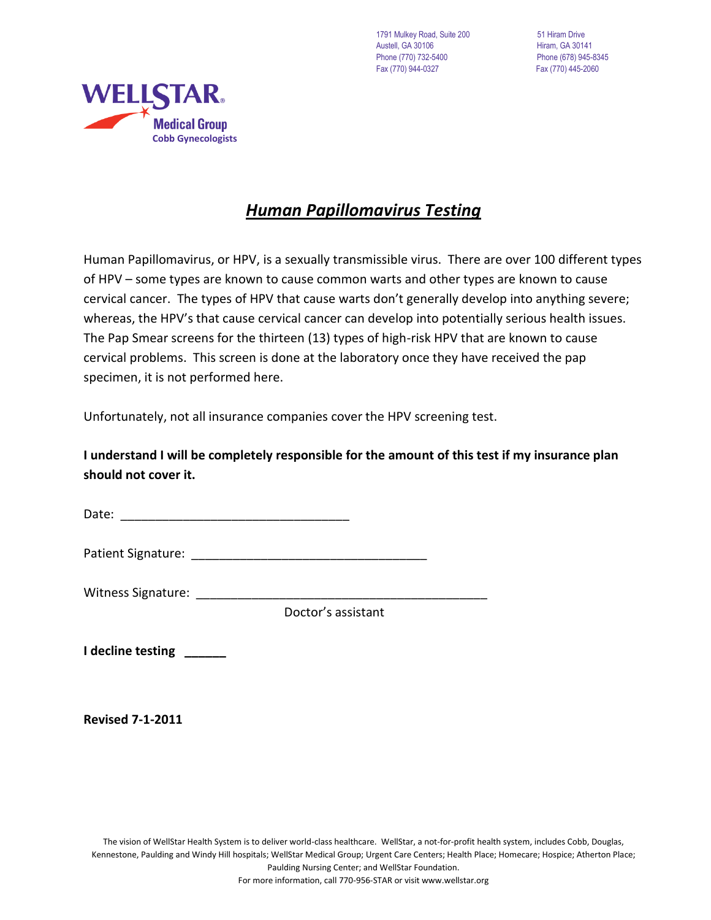1791 Mulkey Road, Suite 200
Austell, GA 30106
Phone (770) 732-5400
Fax (770) 944-0327

51 Hiram Drive
Hiram, GA 30141
Phone (678) 945-8345
Fax (770) 445-2060

**WELLSTAR®**
**Medical Group**
**Cobb Gynecologists**

# ***Human Papillomavirus Testing***

Human Papillomavirus, or HPV, is a sexually transmissible virus. There are over 100 different types of HPV – some types are known to cause common warts and other types are known to cause cervical cancer. The types of HPV that cause warts don't generally develop into anything severe; whereas, the HPV's that cause cervical cancer can develop into potentially serious health issues. The Pap Smear screens for the thirteen (13) types of high-risk HPV that are known to cause cervical problems. This screen is done at the laboratory once they have received the pap specimen, it is not performed here.

Unfortunately, not all insurance companies cover the HPV screening test.

**I understand I will be completely responsible for the amount of this test if my insurance plan should not cover it.**

Date: ________________________________

Patient Signature: _________________________________

Witness Signature: _________________________________________
Doctor's assistant

**I decline testing** ______

**Revised 7-1-2011**

The vision of WellStar Health System is to deliver world-class healthcare. WellStar, a not-for-profit health system, includes Cobb, Douglas, Kennestone, Paulding and Windy Hill hospitals; WellStar Medical Group; Urgent Care Centers; Health Place; Homecare; Hospice; Atherton Place; Paulding Nursing Center; and WellStar Foundation.
For more information, call 770-956-STAR or visit www.wellstar.org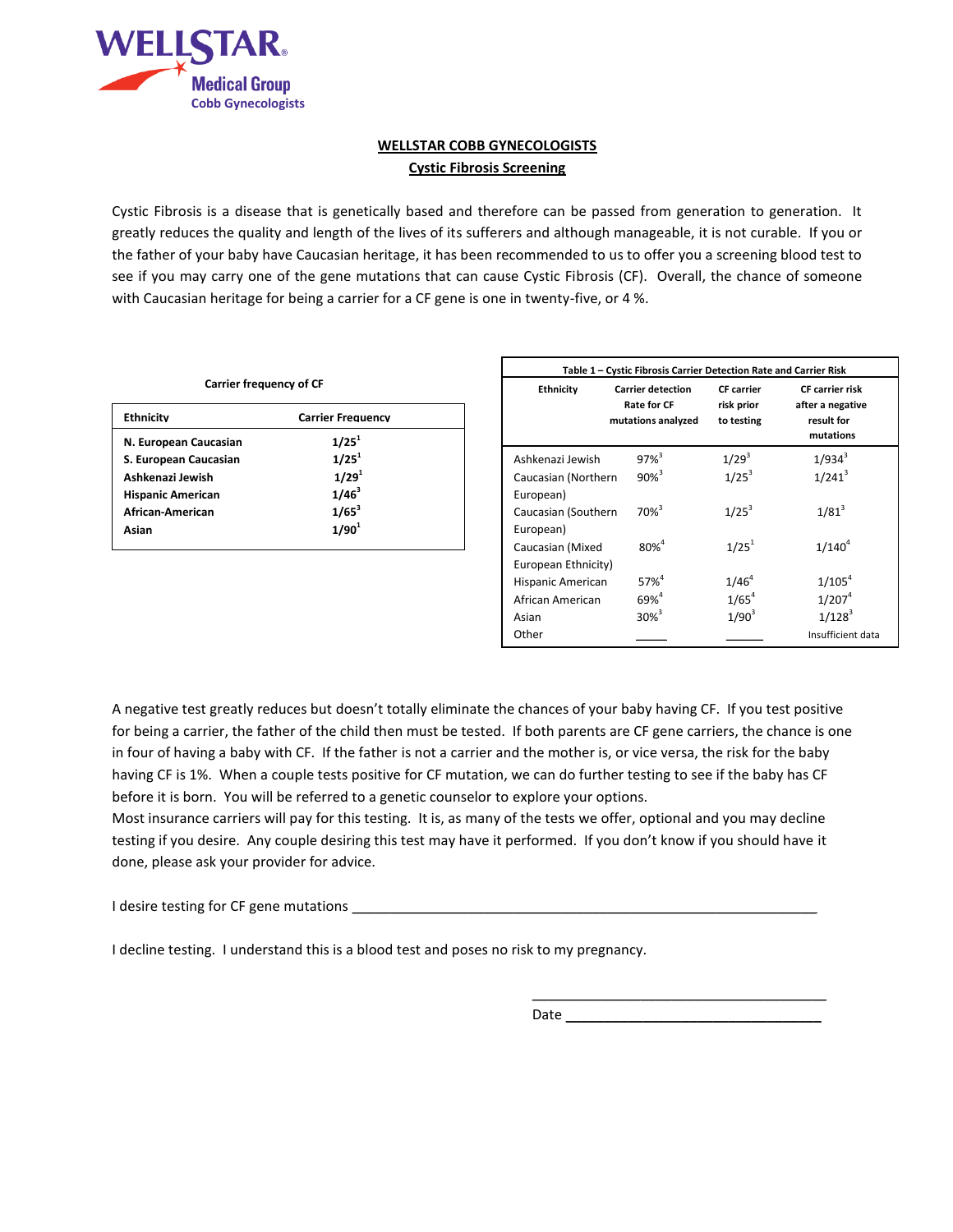WELLSTAR Medical Group
Cobb Gynecologists

## WELLSTAR COBB GYNECOLOGISTS
## Cystic Fibrosis Screening

Cystic Fibrosis is a disease that is genetically based and therefore can be passed from generation to generation. It greatly reduces the quality and length of the lives of its sufferers and although manageable, it is not curable. If you or the father of your baby have Caucasian heritage, it has been recommended to us to offer you a screening blood test to see if you may carry one of the gene mutations that can cause Cystic Fibrosis (CF). Overall, the chance of someone with Caucasian heritage for being a carrier for a CF gene is one in twenty-five, or 4 %.

**Carrier frequency of CF**

| Ethnicity | Carrier Frequency |
|---|---|
| **N. European Caucasian** | **1/25[1]** |
| **S. European Caucasian** | **1/25[1]** |
| **Ashkenazi Jewish** | **1/29[1]** |
| **Hispanic American** | **1/46[3]** |
| **African-American** | **1/65[3]** |
| **Asian** | **1/90[1]** |

**Table 1 – Cystic Fibrosis Carrier Detection Rate and Carrier Risk**

| Ethnicity | Carrier detection Rate for CF mutations analyzed | CF carrier risk prior to testing | CF carrier risk after a negative result for mutations |
|---|---|---|---|
| Ashkenazi Jewish | 97%[3] | 1/29[3] | 1/934[3] |
| Caucasian (Northern European) | 90%[3] | 1/25[3] | 1/241[3] |
| Caucasian (Southern European) | 70%[3] | 1/25[3] | 1/81[3] |
| Caucasian (Mixed European Ethnicity) | 80%[4] | 1/25[1] | 1/140[4] |
| Hispanic American | 57%[4] | 1/46[4] | 1/105[4] |
| African American | 69%[4] | 1/65[4] | 1/207[4] |
| Asian | 30%[3] | 1/90[3] | 1/128[3] |
| Other | _____ | ______ | Insufficient data |

A negative test greatly reduces but doesn't totally eliminate the chances of your baby having CF. If you test positive for being a carrier, the father of the child then must be tested. If both parents are CF gene carriers, the chance is one in four of having a baby with CF. If the father is not a carrier and the mother is, or vice versa, the risk for the baby having CF is 1%. When a couple tests positive for CF mutation, we can do further testing to see if the baby has CF before it is born. You will be referred to a genetic counselor to explore your options.

Most insurance carriers will pay for this testing. It is, as many of the tests we offer, optional and you may decline testing if you desire. Any couple desiring this test may have it performed. If you don't know if you should have it done, please ask your provider for advice.

I desire testing for CF gene mutations ____________________________________________________________

I decline testing. I understand this is a blood test and poses no risk to my pregnancy.

_______________________________________

Date _________________________________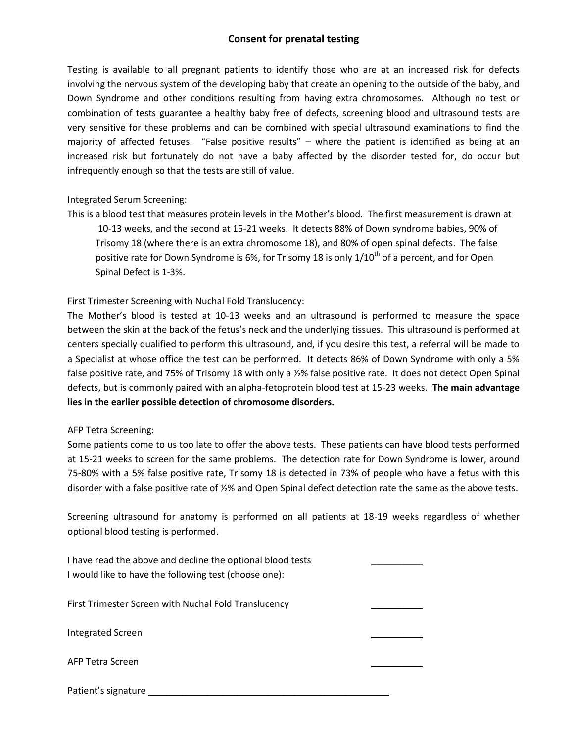## Consent for prenatal testing

Testing is available to all pregnant patients to identify those who are at an increased risk for defects involving the nervous system of the developing baby that create an opening to the outside of the baby, and Down Syndrome and other conditions resulting from having extra chromosomes. Although no test or combination of tests guarantee a healthy baby free of defects, screening blood and ultrasound tests are very sensitive for these problems and can be combined with special ultrasound examinations to find the majority of affected fetuses. "False positive results" – where the patient is identified as being at an increased risk but fortunately do not have a baby affected by the disorder tested for, do occur but infrequently enough so that the tests are still of value.

Integrated Serum Screening:

This is a blood test that measures protein levels in the Mother's blood. The first measurement is drawn at 10-13 weeks, and the second at 15-21 weeks. It detects 88% of Down syndrome babies, 90% of Trisomy 18 (where there is an extra chromosome 18), and 80% of open spinal defects. The false positive rate for Down Syndrome is 6%, for Trisomy 18 is only 1/10th of a percent, and for Open Spinal Defect is 1-3%.

First Trimester Screening with Nuchal Fold Translucency:

The Mother's blood is tested at 10-13 weeks and an ultrasound is performed to measure the space between the skin at the back of the fetus's neck and the underlying tissues. This ultrasound is performed at centers specially qualified to perform this ultrasound, and, if you desire this test, a referral will be made to a Specialist at whose office the test can be performed. It detects 86% of Down Syndrome with only a 5% false positive rate, and 75% of Trisomy 18 with only a ½% false positive rate. It does not detect Open Spinal defects, but is commonly paired with an alpha-fetoprotein blood test at 15-23 weeks. **The main advantage lies in the earlier possible detection of chromosome disorders.**

AFP Tetra Screening:

Some patients come to us too late to offer the above tests. These patients can have blood tests performed at 15-21 weeks to screen for the same problems. The detection rate for Down Syndrome is lower, around 75-80% with a 5% false positive rate, Trisomy 18 is detected in 73% of people who have a fetus with this disorder with a false positive rate of ½% and Open Spinal defect detection rate the same as the above tests.

Screening ultrasound for anatomy is performed on all patients at 18-19 weeks regardless of whether optional blood testing is performed.

I have read the above and decline the optional blood tests __________

I would like to have the following test (choose one):

First Trimester Screen with Nuchal Fold Translucency __________

Integrated Screen __________

AFP Tetra Screen __________

Patient's signature ______________________________________________